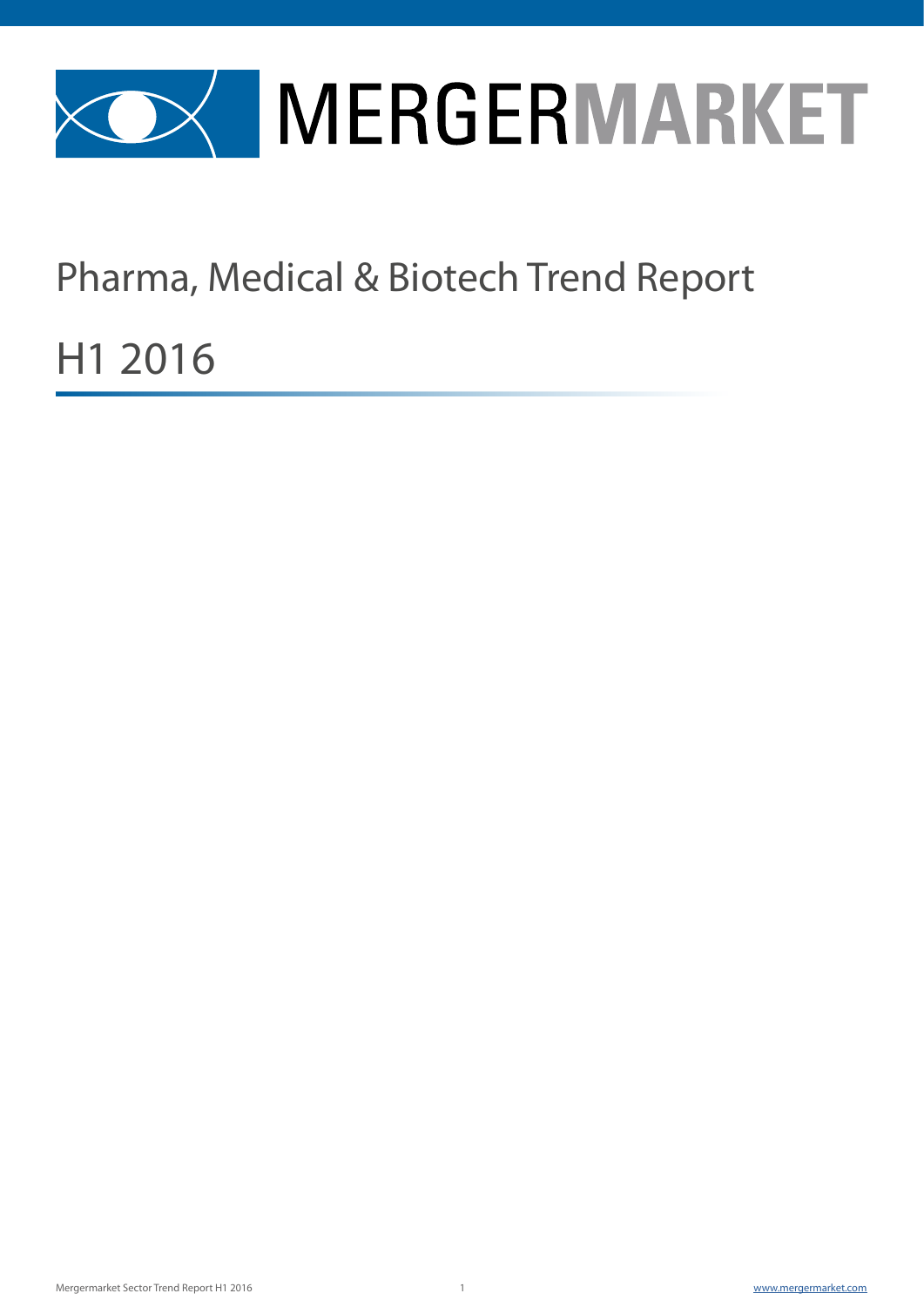# MERGERMARKET

## Pharma, Medical & Biotech Trend Report

## H1 2016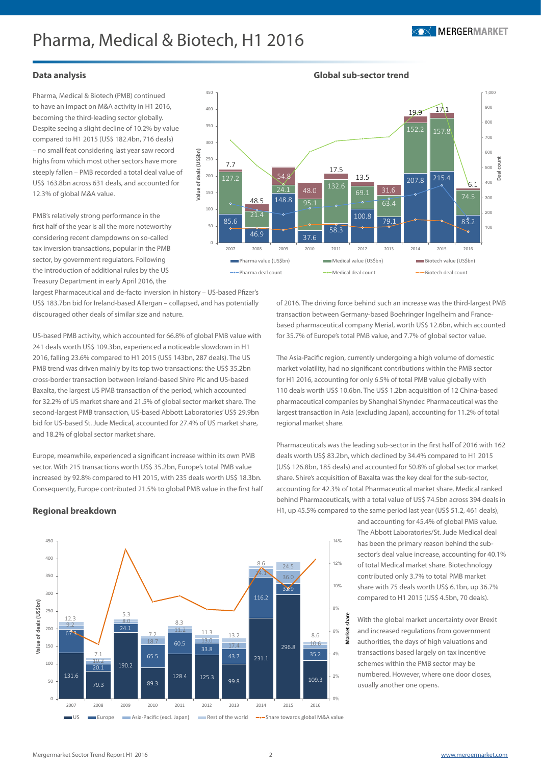# Pharma, Medical & Biotech, H1 2016

## Data analysis

Pharma, Medical & Biotech (PMB) continued to have an impact on M&A activity in H1 2016, becoming the third-leading sector globally. Despite seeing a slight decline of 10.2% by value compared to H1 2015 (US$ 182.4bn, 716 deals) – no small feat considering last year saw record highs from which most other sectors have more steeply fallen – PMB recorded a total deal value of US$ 163.8bn across 631 deals, and accounted for 12.3% of global M&A value.

PMB's relatively strong performance in the first half of the year is all the more noteworthy considering recent clampdowns on so-called tax inversion transactions, popular in the PMB sector, by government regulators. Following the introduction of additional rules by the US Treasury Department in early April 2016, the largest Pharmaceutical and de-facto inversion in history – US-based Pfizer's US$ 183.7bn bid for Ireland-based Allergan – collapsed, and has potentially discouraged other deals of similar size and nature.

US-based PMB activity, which accounted for 66.8% of global PMB value with 241 deals worth US$ 109.3bn, experienced a noticeable slowdown in H1 2016, falling 23.6% compared to H1 2015 (US$ 143bn, 287 deals). The US PMB trend was driven mainly by its top two transactions: the US$ 35.2bn cross-border transaction between Ireland-based Shire Plc and US-based Baxalta, the largest US PMB transaction of the period, which accounted for 32.2% of US market share and 21.5% of global sector market share. The second-largest PMB transaction, US-based Abbott Laboratories' US$ 29.9bn bid for US-based St. Jude Medical, accounted for 27.4% of US market share, and 18.2% of global sector market share.

Europe, meanwhile, experienced a significant increase within its own PMB sector. With 215 transactions worth US$ 35.2bn, Europe's total PMB value increased by 92.8% compared to H1 2015, with 235 deals worth US$ 18.3bn. Consequently, Europe contributed 21.5% to global PMB value in the first half of 2016. The driving force behind such an increase was the third-largest PMB transaction between Germany-based Boehringer Ingelheim and France-based pharmaceutical company Merial, worth US$ 12.6bn, which accounted for 35.7% of Europe's total PMB value, and 7.7% of global sector value.

The Asia-Pacific region, currently undergoing a high volume of domestic market volatility, had no significant contributions within the PMB sector for H1 2016, accounting for only 6.5% of total PMB value globally with 110 deals worth US$ 10.6bn. The US$ 1.2bn acquisition of 12 China-based pharmaceutical companies by Shanghai Shyndec Pharmaceutical was the largest transaction in Asia (excluding Japan), accounting for 11.2% of total regional market share.

Pharmaceuticals was the leading sub-sector in the first half of 2016 with 162 deals worth US$ 83.2bn, which declined by 34.4% compared to H1 2015 (US$ 126.8bn, 185 deals) and accounted for 50.8% of global sector market share. Shire's acquisition of Baxalta was the key deal for the sub-sector, accounting for 42.3% of total Pharmaceutical market share. Medical ranked behind Pharmaceuticals, with a total value of US$ 74.5bn across 394 deals in H1, up 45.5% compared to the same period last year (US$ 51.2, 461 deals), and accounting for 45.4% of global PMB value. The Abbott Laboratories/St. Jude Medical deal has been the primary reason behind the sub-sector's deal value increase, accounting for 40.1% of total Medical market share. Biotechnology contributed only 3.7% to total PMB market share with 75 deals worth US$ 6.1bn, up 36.7% compared to H1 2015 (US$ 4.5bn, 70 deals).

With the global market uncertainty over Brexit and increased regulations from government authorities, the days of high valuations and transactions based largely on tax incentive schemes within the PMB sector may be numbered. However, where one door closes, usually another one opens.

## Global sub-sector trend

| Year | Pharma value (US$bn) | Medical value (US$bn) | Biotech value (US$bn) |
|---|---|---|---|
| 2007 | 85.6 | 127.2 | 7.7 |
| 2008 | 46.9 | 21.4 | 48.5 |
| 2009 | 148.8 | 24.1 | 54.8 |
| 2010 | 37.6 | 95.1 | 48.0 |
| 2011 | 58.3 | 132.6 | 17.5 |
| 2012 | 100.8 | 69.1 | 13.5 |
| 2013 | 79.1 | 63.4 | 31.6 |
| 2014 | 207.8 | 152.2 | 19.9 |
| 2015 | 215.4 | 157.8 | 17.1 |
| 2016 | 83.2 | 74.5 | 6.1 |

Legend: Pharma value (US$bn), Medical value (US$bn), Biotech value (US$bn), Pharma deal count, Medical deal count, Biotech deal count

## Regional breakdown

| Year | US | Europe | Asia-Pacific (excl. Japan) | Rest of the world |
|---|---|---|---|---|
| 2007 | 131.6 | 67.3 | 9.2 | 12.3 |
| 2008 | 79.3 | 20.1 | 10.2 | 7.1 |
| 2009 | 190.2 | 24.1 | 8.0 | 5.3 |
| 2010 | 89.3 | 65.5 | 18.7 | 7.2 |
| 2011 | 128.4 | 60.5 | 11.2 | 8.3 |
| 2012 | 125.3 | 33.8 | 13.0 | 11.3 |
| 2013 | 99.8 | 43.7 | 17.4 | 13.2 |
| 2014 | 231.1 | 116.2 | 24.1 | 8.6 |
| 2015 | 296.8 | 32.9 | 36.0 | 24.5 |
| 2016 | 109.3 | 35.2 | 10.6 | 8.6 |

Legend: US, Europe, Asia-Pacific (excl. Japan), Rest of the world, Share towards global M&A value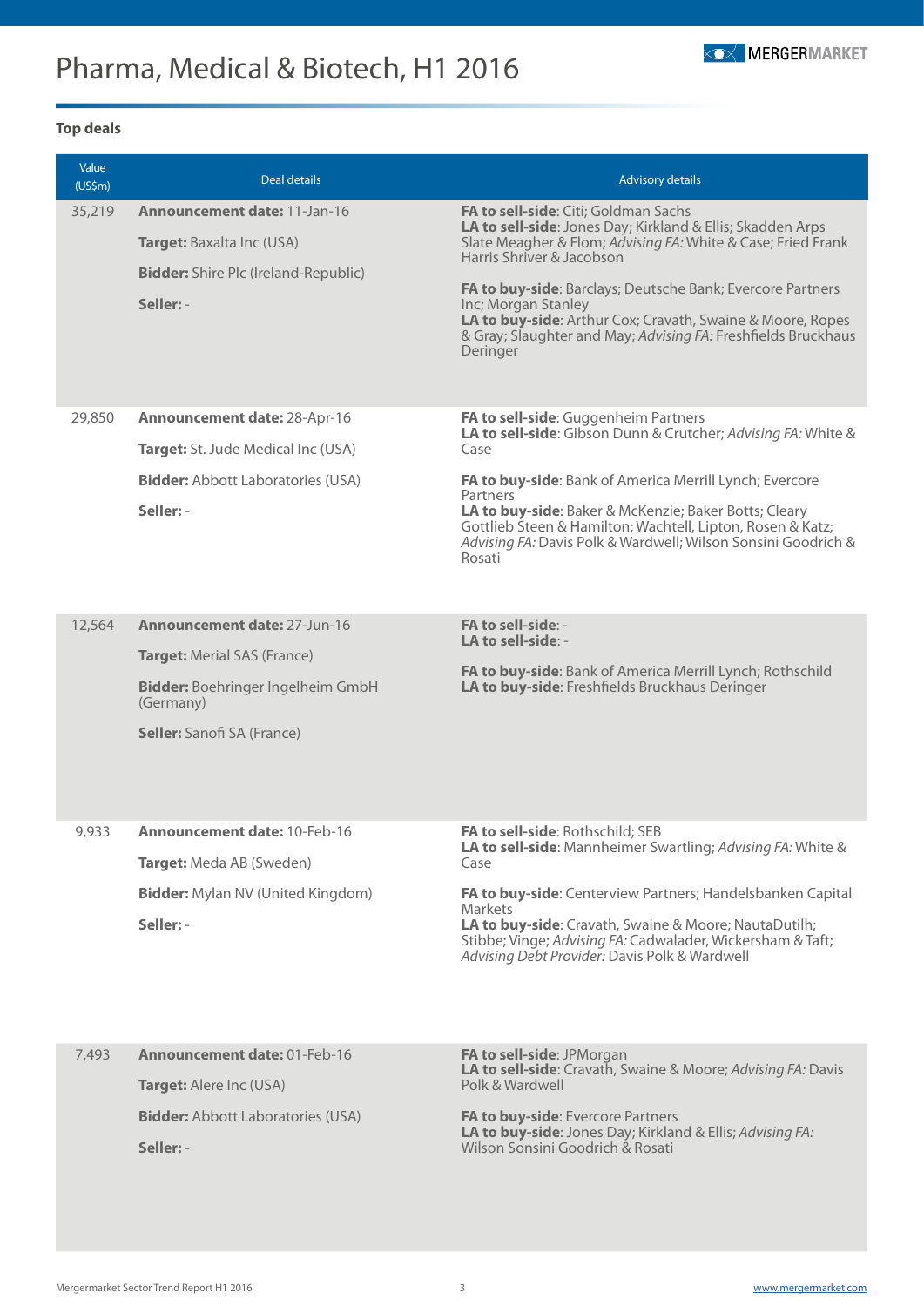# Pharma, Medical & Biotech, H1 2016

### Top deals

| Value (US$m) | Deal details | Advisory details |
|---|---|---|
| 35,219 | **Announcement date:** 11-Jan-16<br>**Target:** Baxalta Inc (USA)<br>**Bidder:** Shire Plc (Ireland-Republic)<br>**Seller:** - | **FA to sell-side**: Citi; Goldman Sachs<br>**LA to sell-side**: Jones Day; Kirkland & Ellis; Skadden Arps Slate Meagher & Flom; *Advising FA:* White & Case; Fried Frank Harris Shriver & Jacobson<br><br>**FA to buy-side**: Barclays; Deutsche Bank; Evercore Partners Inc; Morgan Stanley<br>**LA to buy-side**: Arthur Cox; Cravath, Swaine & Moore, Ropes & Gray; Slaughter and May; *Advising FA:* Freshfields Bruckhaus Deringer |
| 29,850 | **Announcement date:** 28-Apr-16<br>**Target:** St. Jude Medical Inc (USA)<br>**Bidder:** Abbott Laboratories (USA)<br>**Seller:** - | **FA to sell-side**: Guggenheim Partners<br>**LA to sell-side**: Gibson Dunn & Crutcher; *Advising FA:* White & Case<br><br>**FA to buy-side**: Bank of America Merrill Lynch; Evercore Partners<br>**LA to buy-side**: Baker & McKenzie; Baker Botts; Cleary Gottlieb Steen & Hamilton; Wachtell, Lipton, Rosen & Katz; *Advising FA:* Davis Polk & Wardwell; Wilson Sonsini Goodrich & Rosati |
| 12,564 | **Announcement date:** 27-Jun-16<br>**Target:** Merial SAS (France)<br>**Bidder:** Boehringer Ingelheim GmbH (Germany)<br>**Seller:** Sanofi SA (France) | **FA to sell-side**: -<br>**LA to sell-side**: -<br><br>**FA to buy-side**: Bank of America Merrill Lynch; Rothschild<br>**LA to buy-side**: Freshfields Bruckhaus Deringer |
| 9,933 | **Announcement date:** 10-Feb-16<br>**Target:** Meda AB (Sweden)<br>**Bidder:** Mylan NV (United Kingdom)<br>**Seller:** - | **FA to sell-side**: Rothschild; SEB<br>**LA to sell-side**: Mannheimer Swartling; *Advising FA:* White & Case<br><br>**FA to buy-side**: Centerview Partners; Handelsbanken Capital Markets<br>**LA to buy-side**: Cravath, Swaine & Moore; NautaDutilh; Stibbe; Vinge; *Advising FA:* Cadwalader, Wickersham & Taft; *Advising Debt Provider:* Davis Polk & Wardwell |
| 7,493 | **Announcement date:** 01-Feb-16<br>**Target:** Alere Inc (USA)<br>**Bidder:** Abbott Laboratories (USA)<br>**Seller:** - | **FA to sell-side**: JPMorgan<br>**LA to sell-side**: Cravath, Swaine & Moore; *Advising FA:* Davis Polk & Wardwell<br><br>**FA to buy-side**: Evercore Partners<br>**LA to buy-side**: Jones Day; Kirkland & Ellis; *Advising FA:* Wilson Sonsini Goodrich & Rosati |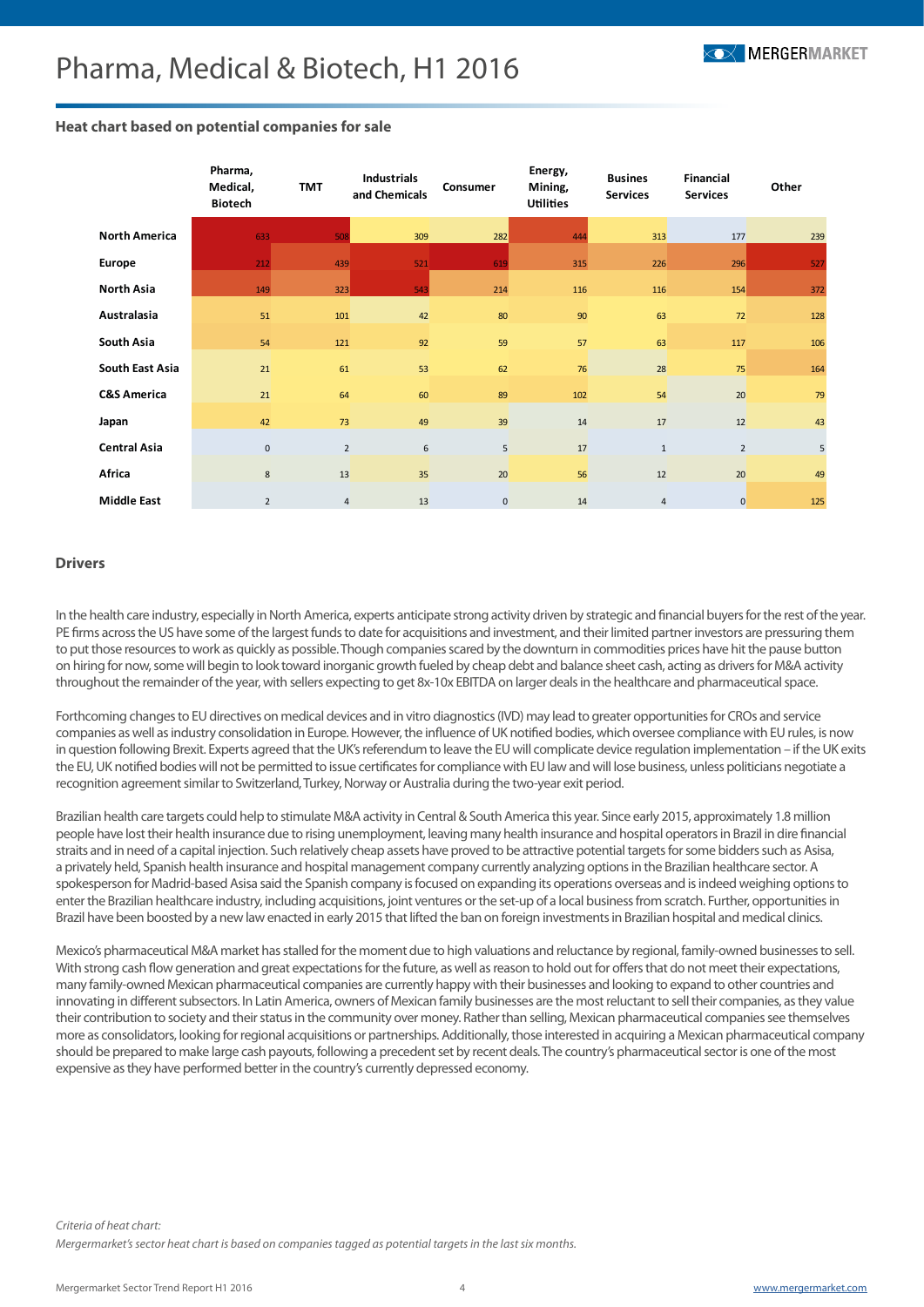# Pharma, Medical & Biotech, H1 2016

### Heat chart based on potential companies for sale

| | Pharma, Medical, Biotech | TMT | Industrials and Chemicals | Consumer | Energy, Mining, Utilities | Busines Services | Financial Services | Other |
|---|---|---|---|---|---|---|---|---|
| **North America** | 633 | 508 | 309 | 282 | 444 | 313 | 177 | 239 |
| **Europe** | 212 | 439 | 521 | 619 | 315 | 226 | 296 | 527 |
| **North Asia** | 149 | 323 | 543 | 214 | 116 | 116 | 154 | 372 |
| **Australasia** | 51 | 101 | 42 | 80 | 90 | 63 | 72 | 128 |
| **South Asia** | 54 | 121 | 92 | 59 | 57 | 63 | 117 | 106 |
| **South East Asia** | 21 | 61 | 53 | 62 | 76 | 28 | 75 | 164 |
| **C&S America** | 21 | 64 | 60 | 89 | 102 | 54 | 20 | 79 |
| **Japan** | 42 | 73 | 49 | 39 | 14 | 17 | 12 | 43 |
| **Central Asia** | 0 | 2 | 6 | 5 | 17 | 1 | 2 | 5 |
| **Africa** | 8 | 13 | 35 | 20 | 56 | 12 | 20 | 49 |
| **Middle East** | 2 | 4 | 13 | 0 | 14 | 4 | 0 | 125 |

### Drivers

In the health care industry, especially in North America, experts anticipate strong activity driven by strategic and financial buyers for the rest of the year. PE firms across the US have some of the largest funds to date for acquisitions and investment, and their limited partner investors are pressuring them to put those resources to work as quickly as possible. Though companies scared by the downturn in commodities prices have hit the pause button on hiring for now, some will begin to look toward inorganic growth fueled by cheap debt and balance sheet cash, acting as drivers for M&A activity throughout the remainder of the year, with sellers expecting to get 8x-10x EBITDA on larger deals in the healthcare and pharmaceutical space.

Forthcoming changes to EU directives on medical devices and in vitro diagnostics (IVD) may lead to greater opportunities for CROs and service companies as well as industry consolidation in Europe. However, the influence of UK notified bodies, which oversee compliance with EU rules, is now in question following Brexit. Experts agreed that the UK's referendum to leave the EU will complicate device regulation implementation – if the UK exits the EU, UK notified bodies will not be permitted to issue certificates for compliance with EU law and will lose business, unless politicians negotiate a recognition agreement similar to Switzerland, Turkey, Norway or Australia during the two-year exit period.

Brazilian health care targets could help to stimulate M&A activity in Central & South America this year. Since early 2015, approximately 1.8 million people have lost their health insurance due to rising unemployment, leaving many health insurance and hospital operators in Brazil in dire financial straits and in need of a capital injection. Such relatively cheap assets have proved to be attractive potential targets for some bidders such as Asisa, a privately held, Spanish health insurance and hospital management company currently analyzing options in the Brazilian healthcare sector. A spokesperson for Madrid-based Asisa said the Spanish company is focused on expanding its operations overseas and is indeed weighing options to enter the Brazilian healthcare industry, including acquisitions, joint ventures or the set-up of a local business from scratch. Further, opportunities in Brazil have been boosted by a new law enacted in early 2015 that lifted the ban on foreign investments in Brazilian hospital and medical clinics.

Mexico's pharmaceutical M&A market has stalled for the moment due to high valuations and reluctance by regional, family-owned businesses to sell. With strong cash flow generation and great expectations for the future, as well as reason to hold out for offers that do not meet their expectations, many family-owned Mexican pharmaceutical companies are currently happy with their businesses and looking to expand to other countries and innovating in different subsectors. In Latin America, owners of Mexican family businesses are the most reluctant to sell their companies, as they value their contribution to society and their status in the community over money. Rather than selling, Mexican pharmaceutical companies see themselves more as consolidators, looking for regional acquisitions or partnerships. Additionally, those interested in acquiring a Mexican pharmaceutical company should be prepared to make large cash payouts, following a precedent set by recent deals. The country's pharmaceutical sector is one of the most expensive as they have performed better in the country's currently depressed economy.

*Criteria of heat chart:*
*Mergermarket's sector heat chart is based on companies tagged as potential targets in the last six months.*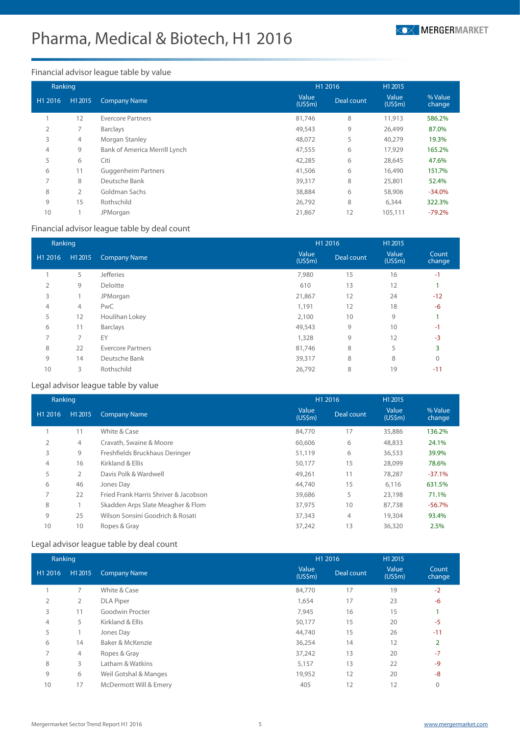# Pharma, Medical & Biotech, H1 2016

## Financial advisor league table by value

| Ranking | | | H1 2016 | | H1 2015 | |
|---|---|---|---|---|---|---|
| H1 2016 | H1 2015 | Company Name | Value (US$m) | Deal count | Value (US$m) | % Value change |
| 1 | 12 | Evercore Partners | 81,746 | 8 | 11,913 | 586.2% |
| 2 | 7 | Barclays | 49,543 | 9 | 26,499 | 87.0% |
| 3 | 4 | Morgan Stanley | 48,072 | 5 | 40,279 | 19.3% |
| 4 | 9 | Bank of America Merrill Lynch | 47,555 | 6 | 17,929 | 165.2% |
| 5 | 6 | Citi | 42,285 | 6 | 28,645 | 47.6% |
| 6 | 11 | Guggenheim Partners | 41,506 | 6 | 16,490 | 151.7% |
| 7 | 8 | Deutsche Bank | 39,317 | 8 | 25,801 | 52.4% |
| 8 | 2 | Goldman Sachs | 38,884 | 6 | 58,906 | -34.0% |
| 9 | 15 | Rothschild | 26,792 | 8 | 6,344 | 322.3% |
| 10 | 1 | JPMorgan | 21,867 | 12 | 105,111 | -79.2% |

## Financial advisor league table by deal count

| Ranking | | | H1 2016 | | H1 2015 | |
|---|---|---|---|---|---|---|
| H1 2016 | H1 2015 | Company Name | Value (US$m) | Deal count | Value (US$m) | Count change |
| 1 | 5 | Jefferies | 7,980 | 15 | 16 | -1 |
| 2 | 9 | Deloitte | 610 | 13 | 12 | 1 |
| 3 | 1 | JPMorgan | 21,867 | 12 | 24 | -12 |
| 4 | 4 | PwC | 1,191 | 12 | 18 | -6 |
| 5 | 12 | Houlihan Lokey | 2,100 | 10 | 9 | 1 |
| 6 | 11 | Barclays | 49,543 | 9 | 10 | -1 |
| 7 | 7 | EY | 1,328 | 9 | 12 | -3 |
| 8 | 22 | Evercore Partners | 81,746 | 8 | 5 | 3 |
| 9 | 14 | Deutsche Bank | 39,317 | 8 | 8 | 0 |
| 10 | 3 | Rothschild | 26,792 | 8 | 19 | -11 |

## Legal advisor league table by value

| Ranking | | | H1 2016 | | H1 2015 | |
|---|---|---|---|---|---|---|
| H1 2016 | H1 2015 | Company Name | Value (US$m) | Deal count | Value (US$m) | % Value change |
| 1 | 11 | White & Case | 84,770 | 17 | 35,886 | 136.2% |
| 2 | 4 | Cravath, Swaine & Moore | 60,606 | 6 | 48,833 | 24.1% |
| 3 | 9 | Freshfields Bruckhaus Deringer | 51,119 | 6 | 36,533 | 39.9% |
| 4 | 16 | Kirkland & Ellis | 50,177 | 15 | 28,099 | 78.6% |
| 5 | 2 | Davis Polk & Wardwell | 49,261 | 11 | 78,287 | -37.1% |
| 6 | 46 | Jones Day | 44,740 | 15 | 6,116 | 631.5% |
| 7 | 22 | Fried Frank Harris Shriver & Jacobson | 39,686 | 5 | 23,198 | 71.1% |
| 8 | 1 | Skadden Arps Slate Meagher & Flom | 37,975 | 10 | 87,738 | -56.7% |
| 9 | 25 | Wilson Sonsini Goodrich & Rosati | 37,343 | 4 | 19,304 | 93.4% |
| 10 | 10 | Ropes & Gray | 37,242 | 13 | 36,320 | 2.5% |

## Legal advisor league table by deal count

| Ranking | | | H1 2016 | | H1 2015 | |
|---|---|---|---|---|---|---|
| H1 2016 | H1 2015 | Company Name | Value (US$m) | Deal count | Value (US$m) | Count change |
| 1 | 7 | White & Case | 84,770 | 17 | 19 | -2 |
| 2 | 2 | DLA Piper | 1,654 | 17 | 23 | -6 |
| 3 | 11 | Goodwin Procter | 7,945 | 16 | 15 | 1 |
| 4 | 5 | Kirkland & Ellis | 50,177 | 15 | 20 | -5 |
| 5 | 1 | Jones Day | 44,740 | 15 | 26 | -11 |
| 6 | 14 | Baker & McKenzie | 36,254 | 14 | 12 | 2 |
| 7 | 4 | Ropes & Gray | 37,242 | 13 | 20 | -7 |
| 8 | 3 | Latham & Watkins | 5,157 | 13 | 22 | -9 |
| 9 | 6 | Weil Gotshal & Manges | 19,952 | 12 | 20 | -8 |
| 10 | 17 | McDermott Will & Emery | 405 | 12 | 12 | 0 |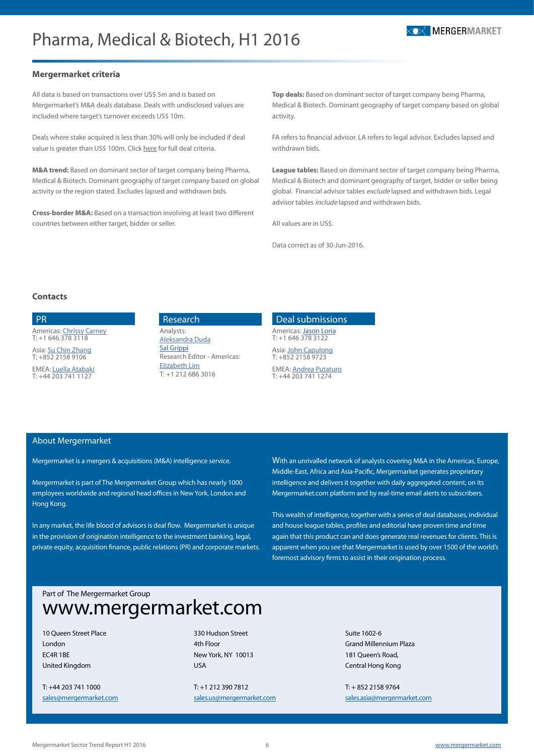# Pharma, Medical & Biotech, H1 2016

## Mergermarket criteria

All data is based on transactions over US$ 5m and is based on Mergermarket's M&A deals database. Deals with undisclosed values are included where target's turnover exceeds US$ 10m.

Deals where stake acquired is less than 30% will only be included if deal value is greater than US$ 100m. Click here for full deal criteria.

**M&A trend:** Based on dominant sector of target company being Pharma, Medical & Biotech. Dominant geography of target company based on global activity or the region stated. Excludes lapsed and withdrawn bids.

**Cross-border M&A:** Based on a transaction involving at least two different countries between either target, bidder or seller.

**Top deals:** Based on dominant sector of target company being Pharma, Medical & Biotech. Dominant geography of target company based on global activity.

FA refers to financial advisor. LA refers to legal advisor. Excludes lapsed and withdrawn bids.

**League tables:** Based on dominant sector of target company being Pharma, Medical & Biotech and dominant geography of target, bidder or seller being global. Financial advisor tables *exclude* lapsed and withdrawn bids. Legal advisor tables *include* lapsed and withdrawn bids.

All values are in US$.

Data correct as of 30-Jun-2016.

## Contacts

### PR

Americas: Chrissy Carney
T: +1 646 378 3118

Asia: Su Chin Zhang
T: +852 2158 9106

EMEA: Luella Atabaki
T: +44 203 741 1127

### Research

Analysts:
Aleksandra Duda
Sal Grippi
Research Editor - Americas:
Elizabeth Lim
T: +1 212 686 3016

### Deal submissions

Americas: Jason Loria
T: +1 646 378 3122

Asia: John Capulong
T: +852 2158 9723

EMEA: Andrea Putaturo
T: +44 203 741 1274

## About Mergermarket

Mergermarket is a mergers & acquisitions (M&A) intelligence service.

Mergermarket is part of The Mergermarket Group which has nearly 1000 employees worldwide and regional head offices in New York, London and Hong Kong.

In any market, the life blood of advisors is deal flow. Mergermarket is unique in the provision of origination intelligence to the investment banking, legal, private equity, acquisition finance, public relations (PR) and corporate markets.

With an unrivalled network of analysts covering M&A in the Americas, Europe, Middle-East, Africa and Asia-Pacific, Mergermarket generates proprietary intelligence and delivers it together with daily aggregated content, on its Mergermarket.com platform and by real-time email alerts to subscribers.

This wealth of intelligence, together with a series of deal databases, individual and house league tables, profiles and editorial have proven time and time again that this product can and does generate real revenues for clients. This is apparent when you see that Mergermarket is used by over 1500 of the world's foremost advisory firms to assist in their origination process.

Part of The Mergermarket Group

# www.mergermarket.com

10 Queen Street Place
London
EC4R 1BE
United Kingdom

T: +44 203 741 1000
sales@mergermarket.com

330 Hudson Street
4th Floor
New York, NY 10013
USA

T: +1 212 390 7812
sales.us@mergermarket.com

Suite 1602-6
Grand Millennium Plaza
181 Queen's Road,
Central Hong Kong

T: + 852 2158 9764
sales.asia@mergermarket.com